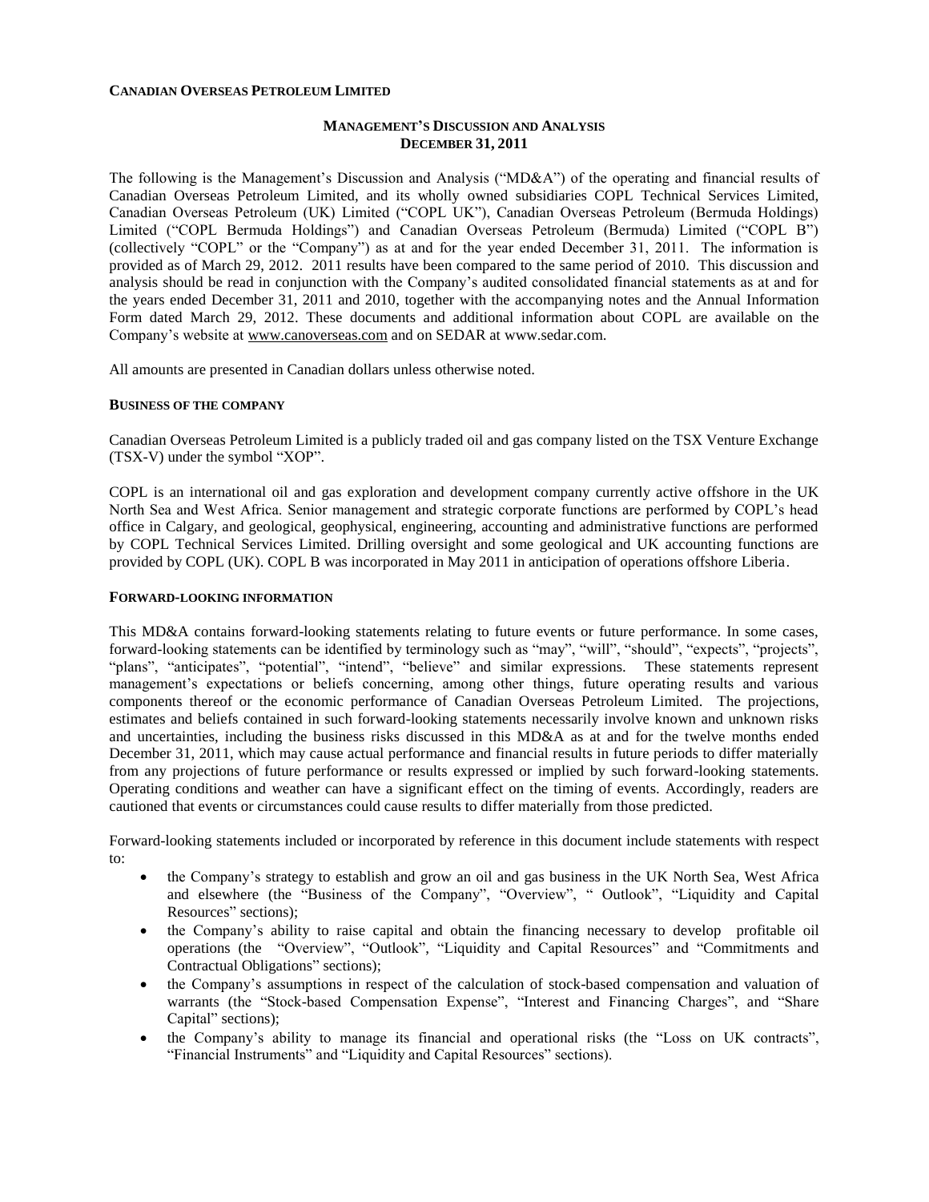**CANADIAN OVERSEAS PETROLEUM LIMITED**

# MANAGEMENT'S DISCUSSION AND ANALYSIS
## DECEMBER 31, 2011

The following is the Management's Discussion and Analysis ("MD&A") of the operating and financial results of Canadian Overseas Petroleum Limited, and its wholly owned subsidiaries COPL Technical Services Limited, Canadian Overseas Petroleum (UK) Limited ("COPL UK"), Canadian Overseas Petroleum (Bermuda Holdings) Limited ("COPL Bermuda Holdings") and Canadian Overseas Petroleum (Bermuda) Limited ("COPL B") (collectively "COPL" or the "Company") as at and for the year ended December 31, 2011. The information is provided as of March 29, 2012. 2011 results have been compared to the same period of 2010. This discussion and analysis should be read in conjunction with the Company's audited consolidated financial statements as at and for the years ended December 31, 2011 and 2010, together with the accompanying notes and the Annual Information Form dated March 29, 2012. These documents and additional information about COPL are available on the Company's website at www.canoverseas.com and on SEDAR at www.sedar.com.

All amounts are presented in Canadian dollars unless otherwise noted.

### BUSINESS OF THE COMPANY

Canadian Overseas Petroleum Limited is a publicly traded oil and gas company listed on the TSX Venture Exchange (TSX-V) under the symbol "XOP".

COPL is an international oil and gas exploration and development company currently active offshore in the UK North Sea and West Africa. Senior management and strategic corporate functions are performed by COPL's head office in Calgary, and geological, geophysical, engineering, accounting and administrative functions are performed by COPL Technical Services Limited. Drilling oversight and some geological and UK accounting functions are provided by COPL (UK). COPL B was incorporated in May 2011 in anticipation of operations offshore Liberia.

### FORWARD-LOOKING INFORMATION

This MD&A contains forward-looking statements relating to future events or future performance. In some cases, forward-looking statements can be identified by terminology such as "may", "will", "should", "expects", "projects", "plans", "anticipates", "potential", "intend", "believe" and similar expressions. These statements represent management's expectations or beliefs concerning, among other things, future operating results and various components thereof or the economic performance of Canadian Overseas Petroleum Limited. The projections, estimates and beliefs contained in such forward-looking statements necessarily involve known and unknown risks and uncertainties, including the business risks discussed in this MD&A as at and for the twelve months ended December 31, 2011, which may cause actual performance and financial results in future periods to differ materially from any projections of future performance or results expressed or implied by such forward-looking statements. Operating conditions and weather can have a significant effect on the timing of events. Accordingly, readers are cautioned that events or circumstances could cause results to differ materially from those predicted.

Forward-looking statements included or incorporated by reference in this document include statements with respect to:

- the Company's strategy to establish and grow an oil and gas business in the UK North Sea, West Africa and elsewhere (the "Business of the Company", "Overview", " Outlook", "Liquidity and Capital Resources" sections);
- the Company's ability to raise capital and obtain the financing necessary to develop profitable oil operations (the "Overview", "Outlook", "Liquidity and Capital Resources" and "Commitments and Contractual Obligations" sections);
- the Company's assumptions in respect of the calculation of stock-based compensation and valuation of warrants (the "Stock-based Compensation Expense", "Interest and Financing Charges", and "Share Capital" sections);
- the Company's ability to manage its financial and operational risks (the "Loss on UK contracts", "Financial Instruments" and "Liquidity and Capital Resources" sections).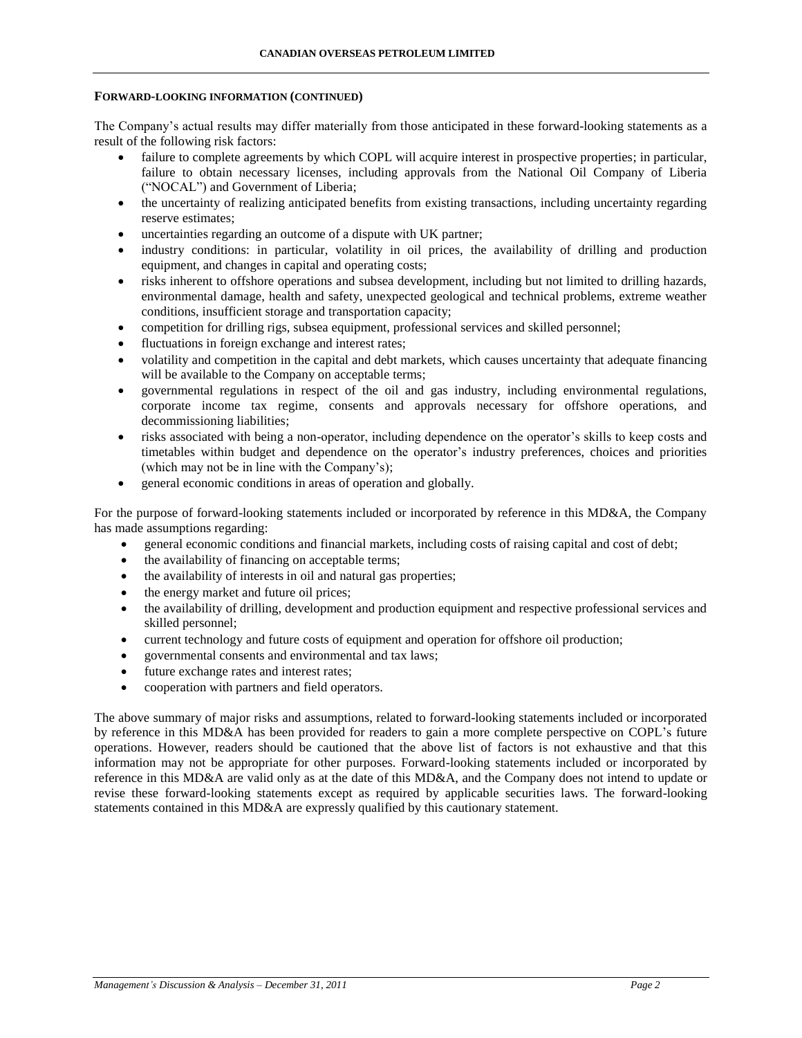#### FORWARD-LOOKING INFORMATION (CONTINUED)

The Company's actual results may differ materially from those anticipated in these forward-looking statements as a result of the following risk factors:

- failure to complete agreements by which COPL will acquire interest in prospective properties; in particular, failure to obtain necessary licenses, including approvals from the National Oil Company of Liberia ("NOCAL") and Government of Liberia;
- the uncertainty of realizing anticipated benefits from existing transactions, including uncertainty regarding reserve estimates;
- uncertainties regarding an outcome of a dispute with UK partner;
- industry conditions: in particular, volatility in oil prices, the availability of drilling and production equipment, and changes in capital and operating costs;
- risks inherent to offshore operations and subsea development, including but not limited to drilling hazards, environmental damage, health and safety, unexpected geological and technical problems, extreme weather conditions, insufficient storage and transportation capacity;
- competition for drilling rigs, subsea equipment, professional services and skilled personnel;
- fluctuations in foreign exchange and interest rates;
- volatility and competition in the capital and debt markets, which causes uncertainty that adequate financing will be available to the Company on acceptable terms;
- governmental regulations in respect of the oil and gas industry, including environmental regulations, corporate income tax regime, consents and approvals necessary for offshore operations, and decommissioning liabilities;
- risks associated with being a non-operator, including dependence on the operator's skills to keep costs and timetables within budget and dependence on the operator's industry preferences, choices and priorities (which may not be in line with the Company's);
- general economic conditions in areas of operation and globally.

For the purpose of forward-looking statements included or incorporated by reference in this MD&A, the Company has made assumptions regarding:

- general economic conditions and financial markets, including costs of raising capital and cost of debt;
- the availability of financing on acceptable terms;
- the availability of interests in oil and natural gas properties;
- the energy market and future oil prices;
- the availability of drilling, development and production equipment and respective professional services and skilled personnel;
- current technology and future costs of equipment and operation for offshore oil production;
- governmental consents and environmental and tax laws;
- future exchange rates and interest rates;
- cooperation with partners and field operators.

The above summary of major risks and assumptions, related to forward-looking statements included or incorporated by reference in this MD&A has been provided for readers to gain a more complete perspective on COPL's future operations. However, readers should be cautioned that the above list of factors is not exhaustive and that this information may not be appropriate for other purposes. Forward-looking statements included or incorporated by reference in this MD&A are valid only as at the date of this MD&A, and the Company does not intend to update or revise these forward-looking statements except as required by applicable securities laws. The forward-looking statements contained in this MD&A are expressly qualified by this cautionary statement.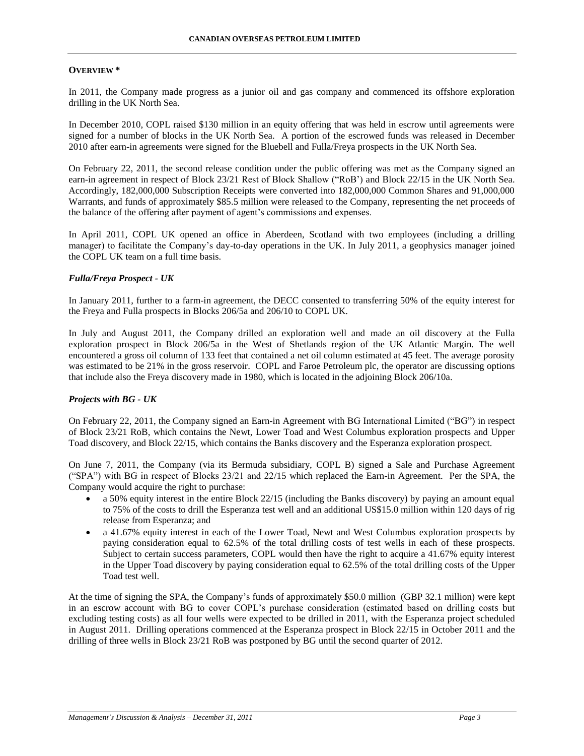## OVERVIEW *

In 2011, the Company made progress as a junior oil and gas company and commenced its offshore exploration drilling in the UK North Sea.

In December 2010, COPL raised $130 million in an equity offering that was held in escrow until agreements were signed for a number of blocks in the UK North Sea. A portion of the escrowed funds was released in December 2010 after earn-in agreements were signed for the Bluebell and Fulla/Freya prospects in the UK North Sea.

On February 22, 2011, the second release condition under the public offering was met as the Company signed an earn-in agreement in respect of Block 23/21 Rest of Block Shallow ("RoB') and Block 22/15 in the UK North Sea. Accordingly, 182,000,000 Subscription Receipts were converted into 182,000,000 Common Shares and 91,000,000 Warrants, and funds of approximately $85.5 million were released to the Company, representing the net proceeds of the balance of the offering after payment of agent's commissions and expenses.

In April 2011, COPL UK opened an office in Aberdeen, Scotland with two employees (including a drilling manager) to facilitate the Company's day-to-day operations in the UK. In July 2011, a geophysics manager joined the COPL UK team on a full time basis.

### *Fulla/Freya Prospect - UK*

In January 2011, further to a farm-in agreement, the DECC consented to transferring 50% of the equity interest for the Freya and Fulla prospects in Blocks 206/5a and 206/10 to COPL UK.

In July and August 2011, the Company drilled an exploration well and made an oil discovery at the Fulla exploration prospect in Block 206/5a in the West of Shetlands region of the UK Atlantic Margin. The well encountered a gross oil column of 133 feet that contained a net oil column estimated at 45 feet. The average porosity was estimated to be 21% in the gross reservoir. COPL and Faroe Petroleum plc, the operator are discussing options that include also the Freya discovery made in 1980, which is located in the adjoining Block 206/10a.

### *Projects with BG - UK*

On February 22, 2011, the Company signed an Earn-in Agreement with BG International Limited ("BG") in respect of Block 23/21 RoB, which contains the Newt, Lower Toad and West Columbus exploration prospects and Upper Toad discovery, and Block 22/15, which contains the Banks discovery and the Esperanza exploration prospect.

On June 7, 2011, the Company (via its Bermuda subsidiary, COPL B) signed a Sale and Purchase Agreement ("SPA") with BG in respect of Blocks 23/21 and 22/15 which replaced the Earn-in Agreement. Per the SPA, the Company would acquire the right to purchase:

- a 50% equity interest in the entire Block 22/15 (including the Banks discovery) by paying an amount equal to 75% of the costs to drill the Esperanza test well and an additional US$15.0 million within 120 days of rig release from Esperanza; and
- a 41.67% equity interest in each of the Lower Toad, Newt and West Columbus exploration prospects by paying consideration equal to 62.5% of the total drilling costs of test wells in each of these prospects. Subject to certain success parameters, COPL would then have the right to acquire a 41.67% equity interest in the Upper Toad discovery by paying consideration equal to 62.5% of the total drilling costs of the Upper Toad test well.

At the time of signing the SPA, the Company's funds of approximately $50.0 million (GBP 32.1 million) were kept in an escrow account with BG to cover COPL's purchase consideration (estimated based on drilling costs but excluding testing costs) as all four wells were expected to be drilled in 2011, with the Esperanza project scheduled in August 2011. Drilling operations commenced at the Esperanza prospect in Block 22/15 in October 2011 and the drilling of three wells in Block 23/21 RoB was postponed by BG until the second quarter of 2012.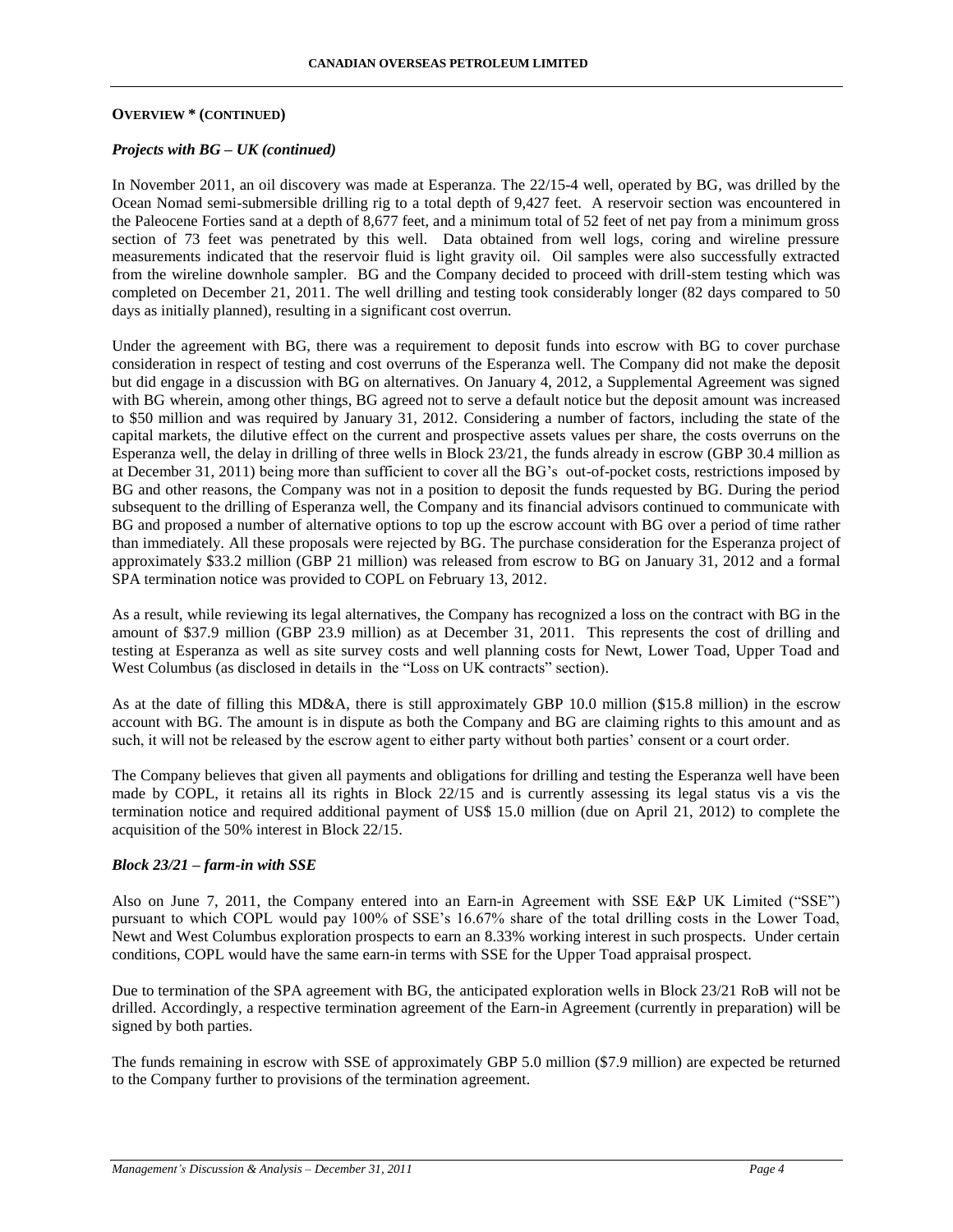**OVERVIEW * (CONTINUED)**

***Projects with BG – UK (continued)***

In November 2011, an oil discovery was made at Esperanza. The 22/15-4 well, operated by BG, was drilled by the Ocean Nomad semi-submersible drilling rig to a total depth of 9,427 feet. A reservoir section was encountered in the Paleocene Forties sand at a depth of 8,677 feet, and a minimum total of 52 feet of net pay from a minimum gross section of 73 feet was penetrated by this well. Data obtained from well logs, coring and wireline pressure measurements indicated that the reservoir fluid is light gravity oil. Oil samples were also successfully extracted from the wireline downhole sampler. BG and the Company decided to proceed with drill-stem testing which was completed on December 21, 2011. The well drilling and testing took considerably longer (82 days compared to 50 days as initially planned), resulting in a significant cost overrun.

Under the agreement with BG, there was a requirement to deposit funds into escrow with BG to cover purchase consideration in respect of testing and cost overruns of the Esperanza well. The Company did not make the deposit but did engage in a discussion with BG on alternatives. On January 4, 2012, a Supplemental Agreement was signed with BG wherein, among other things, BG agreed not to serve a default notice but the deposit amount was increased to $50 million and was required by January 31, 2012. Considering a number of factors, including the state of the capital markets, the dilutive effect on the current and prospective assets values per share, the costs overruns on the Esperanza well, the delay in drilling of three wells in Block 23/21, the funds already in escrow (GBP 30.4 million as at December 31, 2011) being more than sufficient to cover all the BG's out-of-pocket costs, restrictions imposed by BG and other reasons, the Company was not in a position to deposit the funds requested by BG. During the period subsequent to the drilling of Esperanza well, the Company and its financial advisors continued to communicate with BG and proposed a number of alternative options to top up the escrow account with BG over a period of time rather than immediately. All these proposals were rejected by BG. The purchase consideration for the Esperanza project of approximately $33.2 million (GBP 21 million) was released from escrow to BG on January 31, 2012 and a formal SPA termination notice was provided to COPL on February 13, 2012.

As a result, while reviewing its legal alternatives, the Company has recognized a loss on the contract with BG in the amount of $37.9 million (GBP 23.9 million) as at December 31, 2011. This represents the cost of drilling and testing at Esperanza as well as site survey costs and well planning costs for Newt, Lower Toad, Upper Toad and West Columbus (as disclosed in details in the "Loss on UK contracts" section).

As at the date of filling this MD&A, there is still approximately GBP 10.0 million ($15.8 million) in the escrow account with BG. The amount is in dispute as both the Company and BG are claiming rights to this amount and as such, it will not be released by the escrow agent to either party without both parties' consent or a court order.

The Company believes that given all payments and obligations for drilling and testing the Esperanza well have been made by COPL, it retains all its rights in Block 22/15 and is currently assessing its legal status vis a vis the termination notice and required additional payment of US$ 15.0 million (due on April 21, 2012) to complete the acquisition of the 50% interest in Block 22/15.

***Block 23/21 – farm-in with SSE***

Also on June 7, 2011, the Company entered into an Earn-in Agreement with SSE E&P UK Limited ("SSE") pursuant to which COPL would pay 100% of SSE's 16.67% share of the total drilling costs in the Lower Toad, Newt and West Columbus exploration prospects to earn an 8.33% working interest in such prospects. Under certain conditions, COPL would have the same earn-in terms with SSE for the Upper Toad appraisal prospect.

Due to termination of the SPA agreement with BG, the anticipated exploration wells in Block 23/21 RoB will not be drilled. Accordingly, a respective termination agreement of the Earn-in Agreement (currently in preparation) will be signed by both parties.

The funds remaining in escrow with SSE of approximately GBP 5.0 million ($7.9 million) are expected be returned to the Company further to provisions of the termination agreement.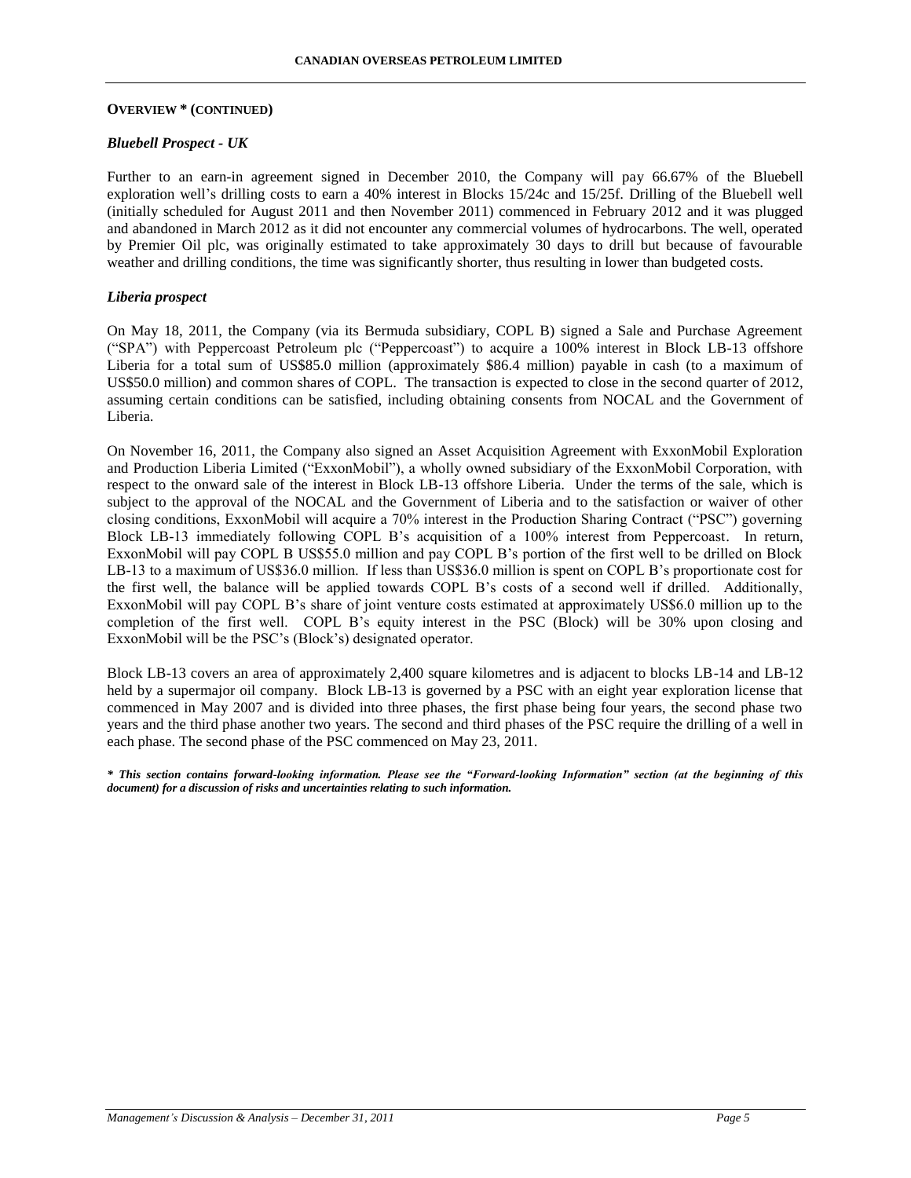**OVERVIEW * (CONTINUED)**

***Bluebell Prospect - UK***

Further to an earn-in agreement signed in December 2010, the Company will pay 66.67% of the Bluebell exploration well's drilling costs to earn a 40% interest in Blocks 15/24c and 15/25f. Drilling of the Bluebell well (initially scheduled for August 2011 and then November 2011) commenced in February 2012 and it was plugged and abandoned in March 2012 as it did not encounter any commercial volumes of hydrocarbons. The well, operated by Premier Oil plc, was originally estimated to take approximately 30 days to drill but because of favourable weather and drilling conditions, the time was significantly shorter, thus resulting in lower than budgeted costs.

***Liberia prospect***

On May 18, 2011, the Company (via its Bermuda subsidiary, COPL B) signed a Sale and Purchase Agreement ("SPA") with Peppercoast Petroleum plc ("Peppercoast") to acquire a 100% interest in Block LB-13 offshore Liberia for a total sum of US$85.0 million (approximately $86.4 million) payable in cash (to a maximum of US$50.0 million) and common shares of COPL. The transaction is expected to close in the second quarter of 2012, assuming certain conditions can be satisfied, including obtaining consents from NOCAL and the Government of Liberia.

On November 16, 2011, the Company also signed an Asset Acquisition Agreement with ExxonMobil Exploration and Production Liberia Limited ("ExxonMobil"), a wholly owned subsidiary of the ExxonMobil Corporation, with respect to the onward sale of the interest in Block LB-13 offshore Liberia. Under the terms of the sale, which is subject to the approval of the NOCAL and the Government of Liberia and to the satisfaction or waiver of other closing conditions, ExxonMobil will acquire a 70% interest in the Production Sharing Contract ("PSC") governing Block LB-13 immediately following COPL B's acquisition of a 100% interest from Peppercoast. In return, ExxonMobil will pay COPL B US$55.0 million and pay COPL B's portion of the first well to be drilled on Block LB-13 to a maximum of US$36.0 million. If less than US$36.0 million is spent on COPL B's proportionate cost for the first well, the balance will be applied towards COPL B's costs of a second well if drilled. Additionally, ExxonMobil will pay COPL B's share of joint venture costs estimated at approximately US$6.0 million up to the completion of the first well. COPL B's equity interest in the PSC (Block) will be 30% upon closing and ExxonMobil will be the PSC's (Block's) designated operator.

Block LB-13 covers an area of approximately 2,400 square kilometres and is adjacent to blocks LB-14 and LB-12 held by a supermajor oil company. Block LB-13 is governed by a PSC with an eight year exploration license that commenced in May 2007 and is divided into three phases, the first phase being four years, the second phase two years and the third phase another two years. The second and third phases of the PSC require the drilling of a well in each phase. The second phase of the PSC commenced on May 23, 2011.

***\* This section contains forward-looking information. Please see the "Forward-looking Information" section (at the beginning of this document) for a discussion of risks and uncertainties relating to such information.***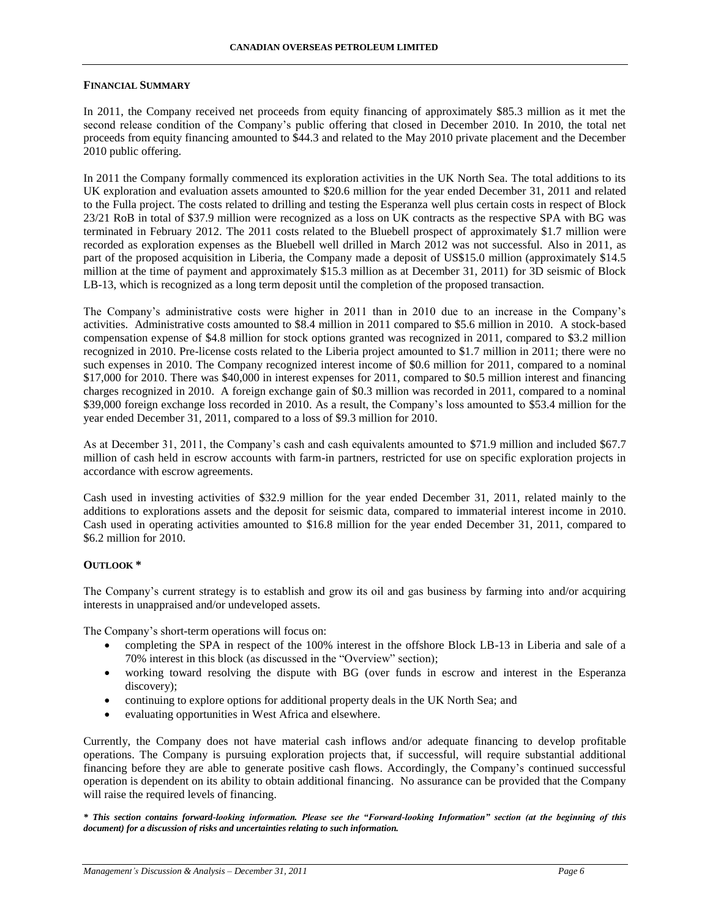## FINANCIAL SUMMARY

In 2011, the Company received net proceeds from equity financing of approximately $85.3 million as it met the second release condition of the Company's public offering that closed in December 2010. In 2010, the total net proceeds from equity financing amounted to $44.3 and related to the May 2010 private placement and the December 2010 public offering.

In 2011 the Company formally commenced its exploration activities in the UK North Sea. The total additions to its UK exploration and evaluation assets amounted to $20.6 million for the year ended December 31, 2011 and related to the Fulla project. The costs related to drilling and testing the Esperanza well plus certain costs in respect of Block 23/21 RoB in total of $37.9 million were recognized as a loss on UK contracts as the respective SPA with BG was terminated in February 2012. The 2011 costs related to the Bluebell prospect of approximately $1.7 million were recorded as exploration expenses as the Bluebell well drilled in March 2012 was not successful. Also in 2011, as part of the proposed acquisition in Liberia, the Company made a deposit of US$15.0 million (approximately $14.5 million at the time of payment and approximately $15.3 million as at December 31, 2011) for 3D seismic of Block LB-13, which is recognized as a long term deposit until the completion of the proposed transaction.

The Company's administrative costs were higher in 2011 than in 2010 due to an increase in the Company's activities. Administrative costs amounted to $8.4 million in 2011 compared to $5.6 million in 2010. A stock-based compensation expense of $4.8 million for stock options granted was recognized in 2011, compared to $3.2 million recognized in 2010. Pre-license costs related to the Liberia project amounted to $1.7 million in 2011; there were no such expenses in 2010. The Company recognized interest income of $0.6 million for 2011, compared to a nominal $17,000 for 2010. There was $40,000 in interest expenses for 2011, compared to $0.5 million interest and financing charges recognized in 2010. A foreign exchange gain of $0.3 million was recorded in 2011, compared to a nominal $39,000 foreign exchange loss recorded in 2010. As a result, the Company's loss amounted to $53.4 million for the year ended December 31, 2011, compared to a loss of $9.3 million for 2010.

As at December 31, 2011, the Company's cash and cash equivalents amounted to $71.9 million and included $67.7 million of cash held in escrow accounts with farm-in partners, restricted for use on specific exploration projects in accordance with escrow agreements.

Cash used in investing activities of $32.9 million for the year ended December 31, 2011, related mainly to the additions to explorations assets and the deposit for seismic data, compared to immaterial interest income in 2010. Cash used in operating activities amounted to $16.8 million for the year ended December 31, 2011, compared to $6.2 million for 2010.

## OUTLOOK *

The Company's current strategy is to establish and grow its oil and gas business by farming into and/or acquiring interests in unappraised and/or undeveloped assets.

The Company's short-term operations will focus on:

- completing the SPA in respect of the 100% interest in the offshore Block LB-13 in Liberia and sale of a 70% interest in this block (as discussed in the "Overview" section);
- working toward resolving the dispute with BG (over funds in escrow and interest in the Esperanza discovery);
- continuing to explore options for additional property deals in the UK North Sea; and
- evaluating opportunities in West Africa and elsewhere.

Currently, the Company does not have material cash inflows and/or adequate financing to develop profitable operations. The Company is pursuing exploration projects that, if successful, will require substantial additional financing before they are able to generate positive cash flows. Accordingly, the Company's continued successful operation is dependent on its ability to obtain additional financing. No assurance can be provided that the Company will raise the required levels of financing.

***\* This section contains forward-looking information. Please see the "Forward-looking Information" section (at the beginning of this document) for a discussion of risks and uncertainties relating to such information.***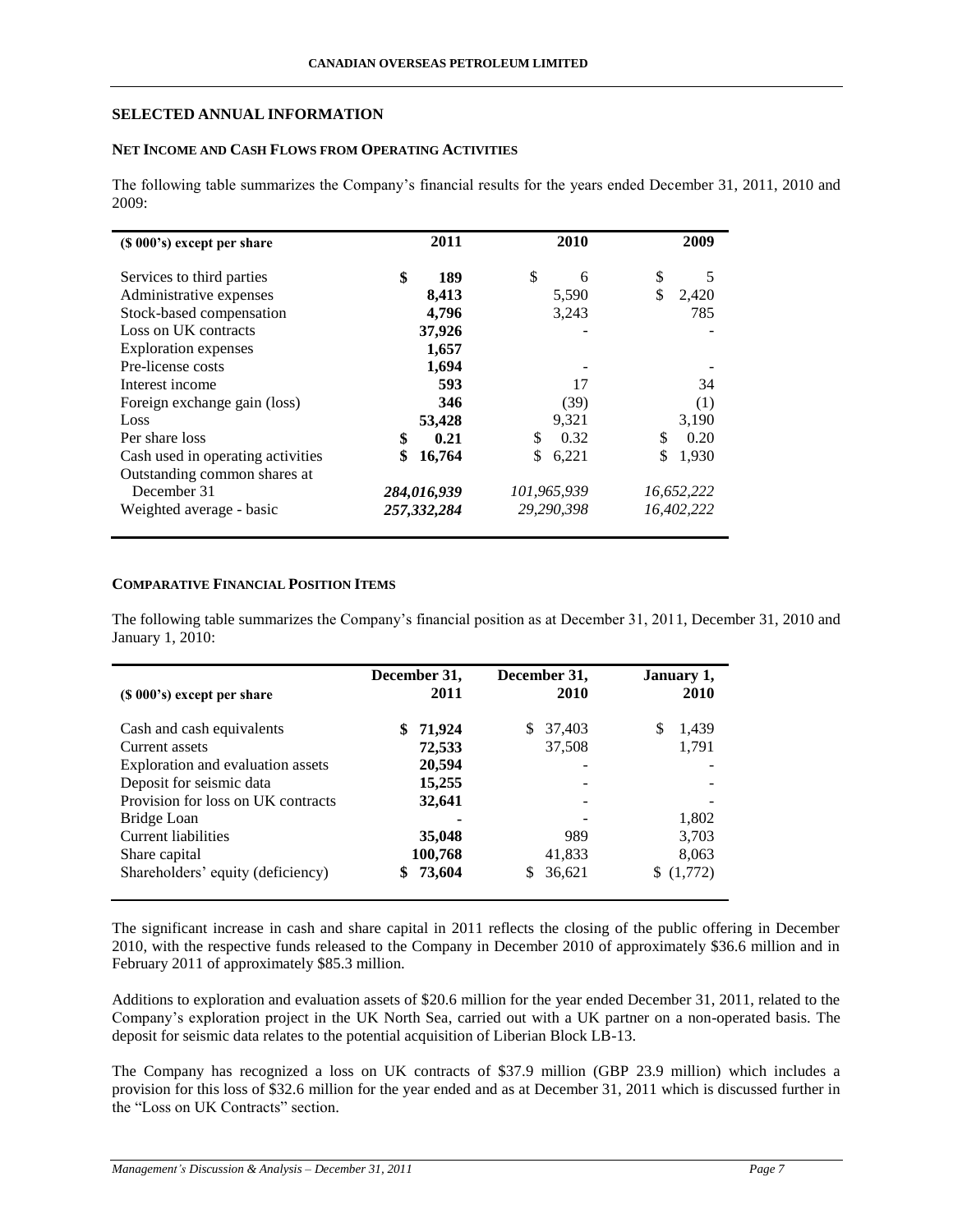## SELECTED ANNUAL INFORMATION

### NET INCOME AND CASH FLOWS FROM OPERATING ACTIVITIES

The following table summarizes the Company's financial results for the years ended December 31, 2011, 2010 and 2009:

| ($ 000's) except per share | 2011 | 2010 | 2009 |
|---|---|---|---|
| Services to third parties | **$ 189** | $ 6 | $ 5 |
| Administrative expenses | **8,413** | 5,590 | $ 2,420 |
| Stock-based compensation | **4,796** | 3,243 | 785 |
| Loss on UK contracts | **37,926** | - | - |
| Exploration expenses | **1,657** | | |
| Pre-license costs | **1,694** | - | - |
| Interest income | **593** | 17 | 34 |
| Foreign exchange gain (loss) | **346** | (39) | (1) |
| Loss | **53,428** | 9,321 | 3,190 |
| Per share loss | **$ 0.21** | $ 0.32 | $ 0.20 |
| Cash used in operating activities | **$ 16,764** | $ 6,221 | $ 1,930 |
| Outstanding common shares at December 31 | ***284,016,939*** | *101,965,939* | *16,652,222* |
| Weighted average - basic | ***257,332,284*** | *29,290,398* | *16,402,222* |

### COMPARATIVE FINANCIAL POSITION ITEMS

The following table summarizes the Company's financial position as at December 31, 2011, December 31, 2010 and January 1, 2010:

| ($ 000's) except per share | December 31, 2011 | December 31, 2010 | January 1, 2010 |
|---|---|---|---|
| Cash and cash equivalents | **$ 71,924** | $ 37,403 | $ 1,439 |
| Current assets | **72,533** | 37,508 | 1,791 |
| Exploration and evaluation assets | **20,594** | - | - |
| Deposit for seismic data | **15,255** | - | - |
| Provision for loss on UK contracts | **32,641** | - | - |
| Bridge Loan | **-** | - | 1,802 |
| Current liabilities | **35,048** | 989 | 3,703 |
| Share capital | **100,768** | 41,833 | 8,063 |
| Shareholders' equity (deficiency) | **$ 73,604** | $ 36,621 | $ (1,772) |

The significant increase in cash and share capital in 2011 reflects the closing of the public offering in December 2010, with the respective funds released to the Company in December 2010 of approximately $36.6 million and in February 2011 of approximately $85.3 million.

Additions to exploration and evaluation assets of $20.6 million for the year ended December 31, 2011, related to the Company's exploration project in the UK North Sea, carried out with a UK partner on a non-operated basis. The deposit for seismic data relates to the potential acquisition of Liberian Block LB-13.

The Company has recognized a loss on UK contracts of $37.9 million (GBP 23.9 million) which includes a provision for this loss of $32.6 million for the year ended and as at December 31, 2011 which is discussed further in the "Loss on UK Contracts" section.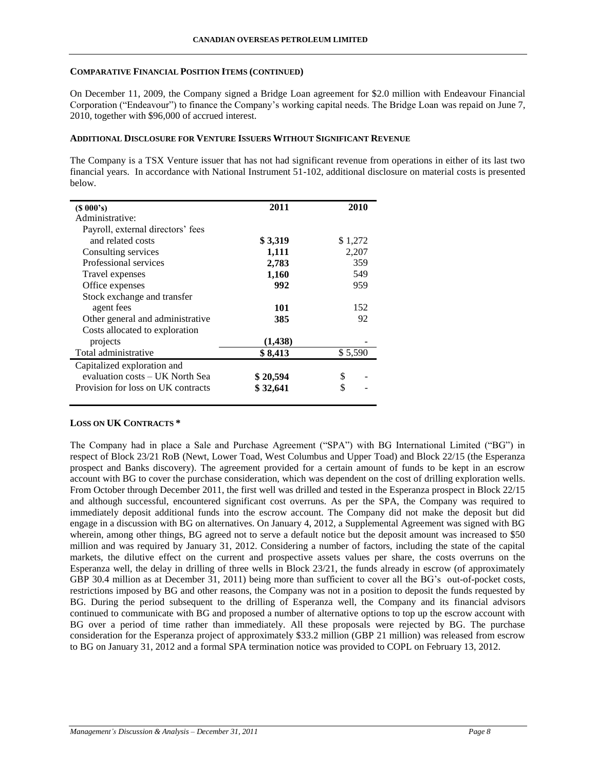#### COMPARATIVE FINANCIAL POSITION ITEMS (CONTINUED)

On December 11, 2009, the Company signed a Bridge Loan agreement for $2.0 million with Endeavour Financial Corporation ("Endeavour") to finance the Company's working capital needs. The Bridge Loan was repaid on June 7, 2010, together with $96,000 of accrued interest.

#### ADDITIONAL DISCLOSURE FOR VENTURE ISSUERS WITHOUT SIGNIFICANT REVENUE

The Company is a TSX Venture issuer that has not had significant revenue from operations in either of its last two financial years. In accordance with National Instrument 51-102, additional disclosure on material costs is presented below.

| ($ 000's) | 2011 | 2010 |
|---|---|---|
| Administrative: | | |
| Payroll, external directors' fees and related costs | **$ 3,319** | $ 1,272 |
| Consulting services | **1,111** | 2,207 |
| Professional services | **2,783** | 359 |
| Travel expenses | **1,160** | 549 |
| Office expenses | **992** | 959 |
| Stock exchange and transfer agent fees | **101** | 152 |
| Other general and administrative | **385** | 92 |
| Costs allocated to exploration projects | **(1,438)** | - |
| Total administrative | **$ 8,413** | $ 5,590 |
| Capitalized exploration and evaluation costs – UK North Sea | **$ 20,594** | $ - |
| Provision for loss on UK contracts | **$ 32,641** | $ - |

#### LOSS ON UK CONTRACTS *

The Company had in place a Sale and Purchase Agreement ("SPA") with BG International Limited ("BG") in respect of Block 23/21 RoB (Newt, Lower Toad, West Columbus and Upper Toad) and Block 22/15 (the Esperanza prospect and Banks discovery). The agreement provided for a certain amount of funds to be kept in an escrow account with BG to cover the purchase consideration, which was dependent on the cost of drilling exploration wells. From October through December 2011, the first well was drilled and tested in the Esperanza prospect in Block 22/15 and although successful, encountered significant cost overruns. As per the SPA, the Company was required to immediately deposit additional funds into the escrow account. The Company did not make the deposit but did engage in a discussion with BG on alternatives. On January 4, 2012, a Supplemental Agreement was signed with BG wherein, among other things, BG agreed not to serve a default notice but the deposit amount was increased to $50 million and was required by January 31, 2012. Considering a number of factors, including the state of the capital markets, the dilutive effect on the current and prospective assets values per share, the costs overruns on the Esperanza well, the delay in drilling of three wells in Block 23/21, the funds already in escrow (of approximately GBP 30.4 million as at December 31, 2011) being more than sufficient to cover all the BG's out-of-pocket costs, restrictions imposed by BG and other reasons, the Company was not in a position to deposit the funds requested by BG. During the period subsequent to the drilling of Esperanza well, the Company and its financial advisors continued to communicate with BG and proposed a number of alternative options to top up the escrow account with BG over a period of time rather than immediately. All these proposals were rejected by BG. The purchase consideration for the Esperanza project of approximately $33.2 million (GBP 21 million) was released from escrow to BG on January 31, 2012 and a formal SPA termination notice was provided to COPL on February 13, 2012.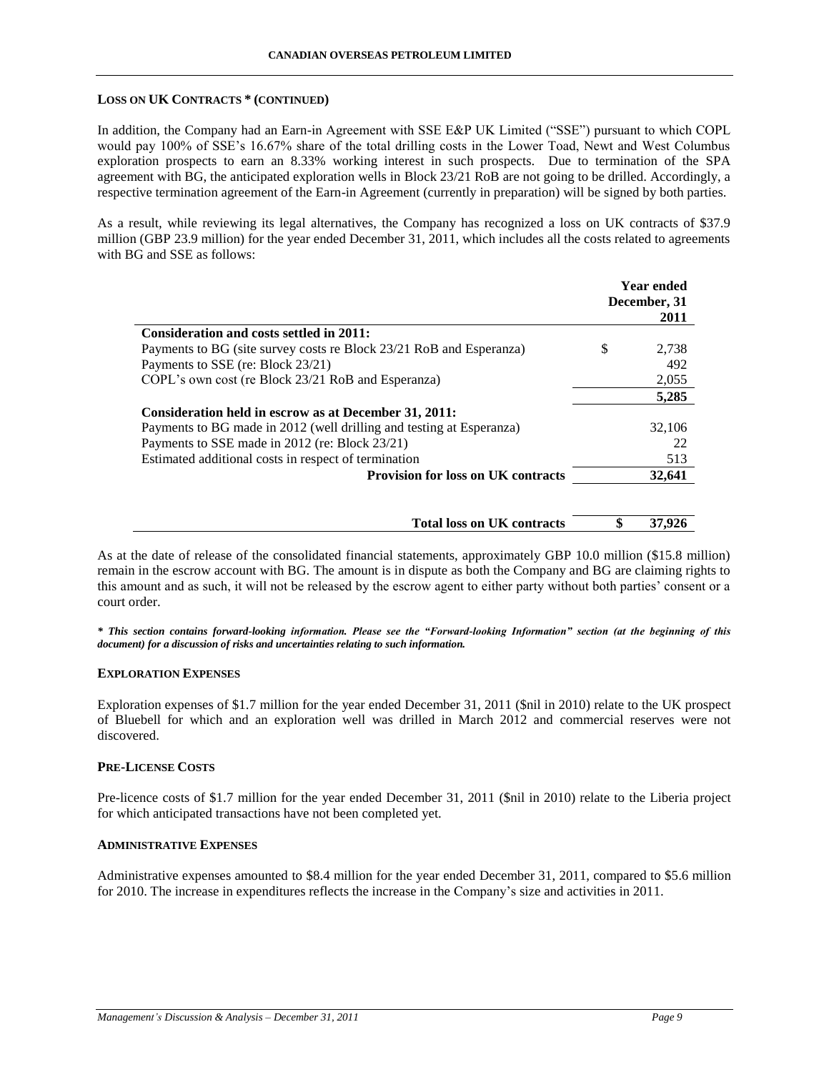#### LOSS ON UK CONTRACTS * (CONTINUED)

In addition, the Company had an Earn-in Agreement with SSE E&P UK Limited ("SSE") pursuant to which COPL would pay 100% of SSE's 16.67% share of the total drilling costs in the Lower Toad, Newt and West Columbus exploration prospects to earn an 8.33% working interest in such prospects. Due to termination of the SPA agreement with BG, the anticipated exploration wells in Block 23/21 RoB are not going to be drilled. Accordingly, a respective termination agreement of the Earn-in Agreement (currently in preparation) will be signed by both parties.

As a result, while reviewing its legal alternatives, the Company has recognized a loss on UK contracts of $37.9 million (GBP 23.9 million) for the year ended December 31, 2011, which includes all the costs related to agreements with BG and SSE as follows:

| | Year ended December, 31 2011 |
|---|---|
| **Consideration and costs settled in 2011:** | |
| Payments to BG (site survey costs re Block 23/21 RoB and Esperanza) | $ 2,738 |
| Payments to SSE (re: Block 23/21) | 492 |
| COPL's own cost (re Block 23/21 RoB and Esperanza) | 2,055 |
| | **5,285** |
| **Consideration held in escrow as at December 31, 2011:** | |
| Payments to BG made in 2012 (well drilling and testing at Esperanza) | 32,106 |
| Payments to SSE made in 2012 (re: Block 23/21) | 22 |
| Estimated additional costs in respect of termination | 513 |
| **Provision for loss on UK contracts** | **32,641** |
| **Total loss on UK contracts** | **$ 37,926** |

As at the date of release of the consolidated financial statements, approximately GBP 10.0 million ($15.8 million) remain in the escrow account with BG. The amount is in dispute as both the Company and BG are claiming rights to this amount and as such, it will not be released by the escrow agent to either party without both parties' consent or a court order.

***\* This section contains forward-looking information. Please see the "Forward-looking Information" section (at the beginning of this document) for a discussion of risks and uncertainties relating to such information.***

#### EXPLORATION EXPENSES

Exploration expenses of $1.7 million for the year ended December 31, 2011 ($nil in 2010) relate to the UK prospect of Bluebell for which and an exploration well was drilled in March 2012 and commercial reserves were not discovered.

#### PRE-LICENSE COSTS

Pre-licence costs of $1.7 million for the year ended December 31, 2011 ($nil in 2010) relate to the Liberia project for which anticipated transactions have not been completed yet.

#### ADMINISTRATIVE EXPENSES

Administrative expenses amounted to $8.4 million for the year ended December 31, 2011, compared to $5.6 million for 2010. The increase in expenditures reflects the increase in the Company's size and activities in 2011.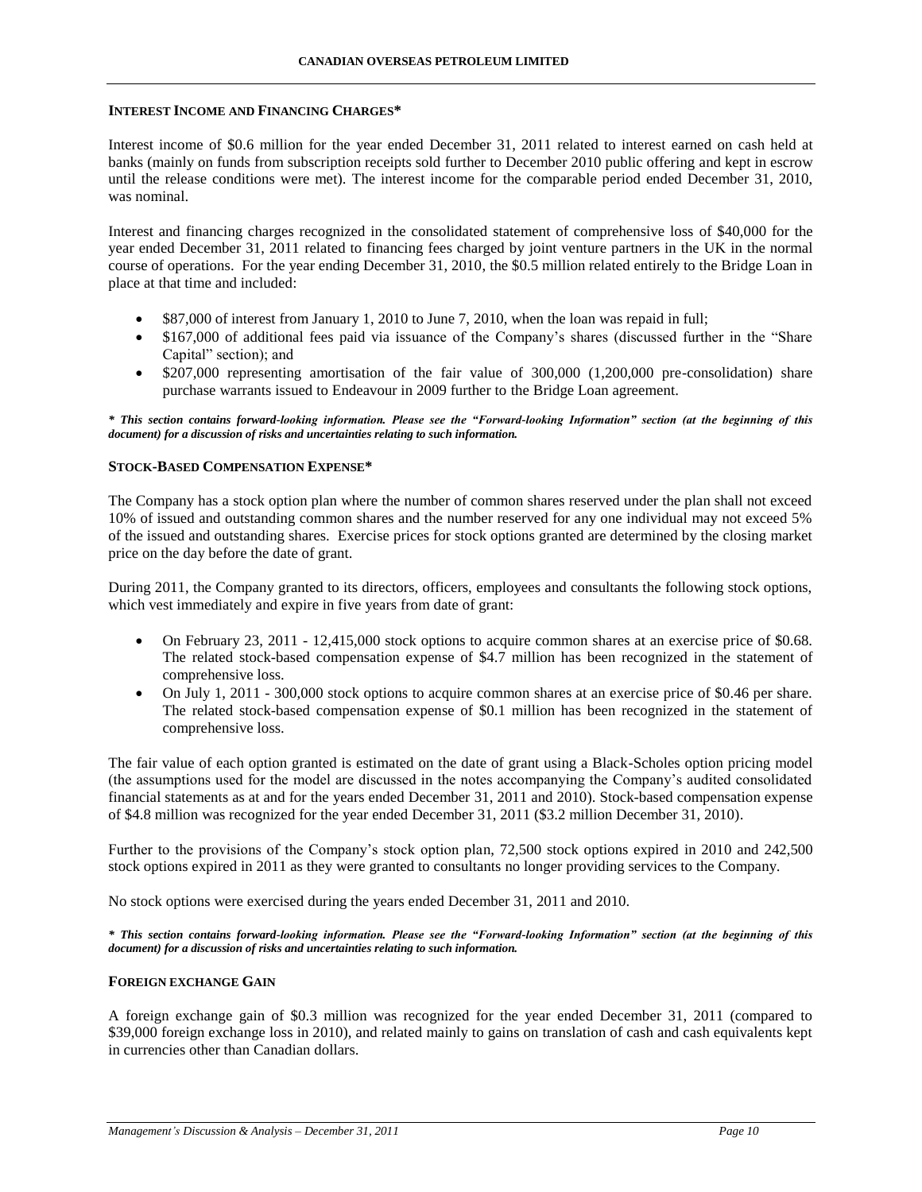### INTEREST INCOME AND FINANCING CHARGES*

Interest income of $0.6 million for the year ended December 31, 2011 related to interest earned on cash held at banks (mainly on funds from subscription receipts sold further to December 2010 public offering and kept in escrow until the release conditions were met). The interest income for the comparable period ended December 31, 2010, was nominal.

Interest and financing charges recognized in the consolidated statement of comprehensive loss of $40,000 for the year ended December 31, 2011 related to financing fees charged by joint venture partners in the UK in the normal course of operations. For the year ending December 31, 2010, the $0.5 million related entirely to the Bridge Loan in place at that time and included:

- $87,000 of interest from January 1, 2010 to June 7, 2010, when the loan was repaid in full;
- $167,000 of additional fees paid via issuance of the Company's shares (discussed further in the "Share Capital" section); and
- $207,000 representing amortisation of the fair value of 300,000 (1,200,000 pre-consolidation) share purchase warrants issued to Endeavour in 2009 further to the Bridge Loan agreement.

***\* This section contains forward-looking information. Please see the "Forward-looking Information" section (at the beginning of this document) for a discussion of risks and uncertainties relating to such information.***

### STOCK-BASED COMPENSATION EXPENSE*

The Company has a stock option plan where the number of common shares reserved under the plan shall not exceed 10% of issued and outstanding common shares and the number reserved for any one individual may not exceed 5% of the issued and outstanding shares. Exercise prices for stock options granted are determined by the closing market price on the day before the date of grant.

During 2011, the Company granted to its directors, officers, employees and consultants the following stock options, which vest immediately and expire in five years from date of grant:

- On February 23, 2011 - 12,415,000 stock options to acquire common shares at an exercise price of $0.68. The related stock-based compensation expense of $4.7 million has been recognized in the statement of comprehensive loss.
- On July 1, 2011 - 300,000 stock options to acquire common shares at an exercise price of $0.46 per share. The related stock-based compensation expense of $0.1 million has been recognized in the statement of comprehensive loss.

The fair value of each option granted is estimated on the date of grant using a Black-Scholes option pricing model (the assumptions used for the model are discussed in the notes accompanying the Company's audited consolidated financial statements as at and for the years ended December 31, 2011 and 2010). Stock-based compensation expense of $4.8 million was recognized for the year ended December 31, 2011 ($3.2 million December 31, 2010).

Further to the provisions of the Company's stock option plan, 72,500 stock options expired in 2010 and 242,500 stock options expired in 2011 as they were granted to consultants no longer providing services to the Company.

No stock options were exercised during the years ended December 31, 2011 and 2010.

***\* This section contains forward-looking information. Please see the "Forward-looking Information" section (at the beginning of this document) for a discussion of risks and uncertainties relating to such information.***

### FOREIGN EXCHANGE GAIN

A foreign exchange gain of $0.3 million was recognized for the year ended December 31, 2011 (compared to $39,000 foreign exchange loss in 2010), and related mainly to gains on translation of cash and cash equivalents kept in currencies other than Canadian dollars.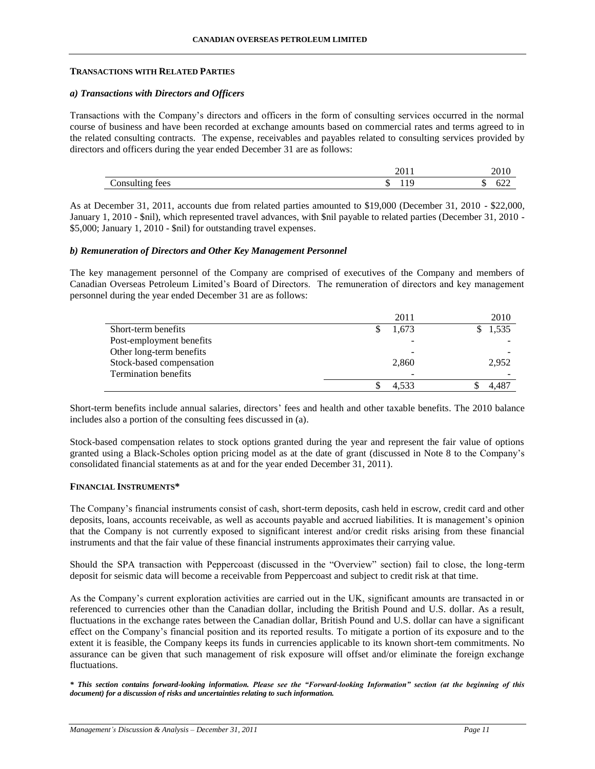## TRANSACTIONS WITH RELATED PARTIES

### *a) Transactions with Directors and Officers*

Transactions with the Company's directors and officers in the form of consulting services occurred in the normal course of business and have been recorded at exchange amounts based on commercial rates and terms agreed to in the related consulting contracts. The expense, receivables and payables related to consulting services provided by directors and officers during the year ended December 31 are as follows:

| | 2011 | 2010 |
|---|---|---|
| Consulting fees | $ 119 | $ 622 |

As at December 31, 2011, accounts due from related parties amounted to $19,000 (December 31, 2010 - $22,000, January 1, 2010 - $nil), which represented travel advances, with $nil payable to related parties (December 31, 2010 - $5,000; January 1, 2010 - $nil) for outstanding travel expenses.

### *b) Remuneration of Directors and Other Key Management Personnel*

The key management personnel of the Company are comprised of executives of the Company and members of Canadian Overseas Petroleum Limited's Board of Directors. The remuneration of directors and key management personnel during the year ended December 31 are as follows:

| | 2011 | 2010 |
|---|---|---|
| Short-term benefits | $ 1,673 | $ 1,535 |
| Post-employment benefits | - | - |
| Other long-term benefits | - | - |
| Stock-based compensation | 2,860 | 2,952 |
| Termination benefits | - | - |
| | $ 4,533 | $ 4,487 |

Short-term benefits include annual salaries, directors' fees and health and other taxable benefits. The 2010 balance includes also a portion of the consulting fees discussed in (a).

Stock-based compensation relates to stock options granted during the year and represent the fair value of options granted using a Black-Scholes option pricing model as at the date of grant (discussed in Note 8 to the Company's consolidated financial statements as at and for the year ended December 31, 2011).

## FINANCIAL INSTRUMENTS*

The Company's financial instruments consist of cash, short-term deposits, cash held in escrow, credit card and other deposits, loans, accounts receivable, as well as accounts payable and accrued liabilities. It is management's opinion that the Company is not currently exposed to significant interest and/or credit risks arising from these financial instruments and that the fair value of these financial instruments approximates their carrying value.

Should the SPA transaction with Peppercoast (discussed in the "Overview" section) fail to close, the long-term deposit for seismic data will become a receivable from Peppercoast and subject to credit risk at that time.

As the Company's current exploration activities are carried out in the UK, significant amounts are transacted in or referenced to currencies other than the Canadian dollar, including the British Pound and U.S. dollar. As a result, fluctuations in the exchange rates between the Canadian dollar, British Pound and U.S. dollar can have a significant effect on the Company's financial position and its reported results. To mitigate a portion of its exposure and to the extent it is feasible, the Company keeps its funds in currencies applicable to its known short-tem commitments. No assurance can be given that such management of risk exposure will offset and/or eliminate the foreign exchange fluctuations.

***\* This section contains forward-looking information. Please see the "Forward-looking Information" section (at the beginning of this document) for a discussion of risks and uncertainties relating to such information.***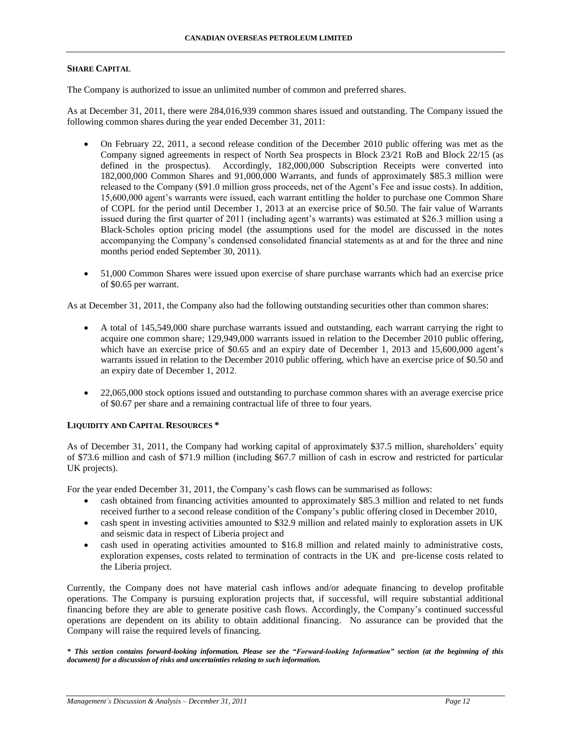## SHARE CAPITAL

The Company is authorized to issue an unlimited number of common and preferred shares.

As at December 31, 2011, there were 284,016,939 common shares issued and outstanding. The Company issued the following common shares during the year ended December 31, 2011:

- On February 22, 2011, a second release condition of the December 2010 public offering was met as the Company signed agreements in respect of North Sea prospects in Block 23/21 RoB and Block 22/15 (as defined in the prospectus). Accordingly, 182,000,000 Subscription Receipts were converted into 182,000,000 Common Shares and 91,000,000 Warrants, and funds of approximately $85.3 million were released to the Company ($91.0 million gross proceeds, net of the Agent's Fee and issue costs). In addition, 15,600,000 agent's warrants were issued, each warrant entitling the holder to purchase one Common Share of COPL for the period until December 1, 2013 at an exercise price of $0.50. The fair value of Warrants issued during the first quarter of 2011 (including agent's warrants) was estimated at $26.3 million using a Black-Scholes option pricing model (the assumptions used for the model are discussed in the notes accompanying the Company's condensed consolidated financial statements as at and for the three and nine months period ended September 30, 2011).
- 51,000 Common Shares were issued upon exercise of share purchase warrants which had an exercise price of $0.65 per warrant.

As at December 31, 2011, the Company also had the following outstanding securities other than common shares:

- A total of 145,549,000 share purchase warrants issued and outstanding, each warrant carrying the right to acquire one common share; 129,949,000 warrants issued in relation to the December 2010 public offering, which have an exercise price of $0.65 and an expiry date of December 1, 2013 and 15,600,000 agent's warrants issued in relation to the December 2010 public offering, which have an exercise price of $0.50 and an expiry date of December 1, 2012.
- 22,065,000 stock options issued and outstanding to purchase common shares with an average exercise price of $0.67 per share and a remaining contractual life of three to four years.

## LIQUIDITY AND CAPITAL RESOURCES *

As of December 31, 2011, the Company had working capital of approximately $37.5 million, shareholders' equity of $73.6 million and cash of $71.9 million (including $67.7 million of cash in escrow and restricted for particular UK projects).

For the year ended December 31, 2011, the Company's cash flows can be summarised as follows:

- cash obtained from financing activities amounted to approximately $85.3 million and related to net funds received further to a second release condition of the Company's public offering closed in December 2010,
- cash spent in investing activities amounted to $32.9 million and related mainly to exploration assets in UK and seismic data in respect of Liberia project and
- cash used in operating activities amounted to $16.8 million and related mainly to administrative costs, exploration expenses, costs related to termination of contracts in the UK and pre-license costs related to the Liberia project.

Currently, the Company does not have material cash inflows and/or adequate financing to develop profitable operations. The Company is pursuing exploration projects that, if successful, will require substantial additional financing before they are able to generate positive cash flows. Accordingly, the Company's continued successful operations are dependent on its ability to obtain additional financing. No assurance can be provided that the Company will raise the required levels of financing.

***\* This section contains forward-looking information. Please see the "Forward-looking Information" section (at the beginning of this document) for a discussion of risks and uncertainties relating to such information.***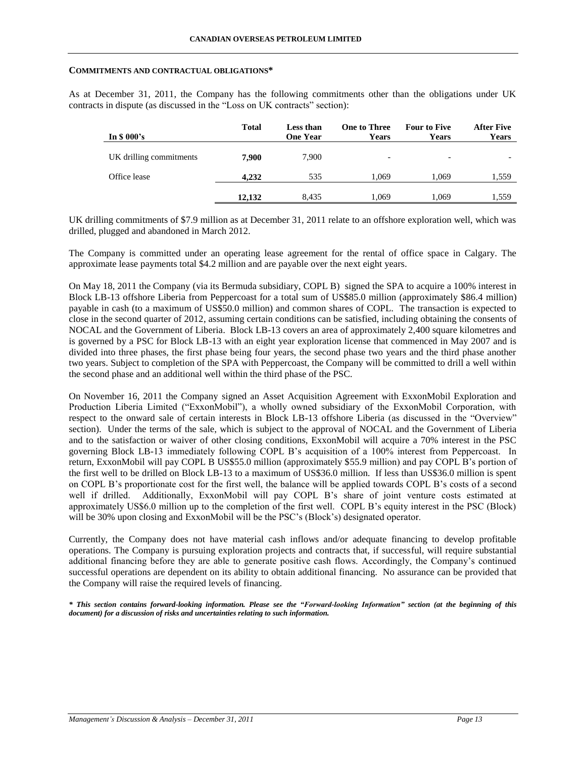## COMMITMENTS AND CONTRACTUAL OBLIGATIONS*

As at December 31, 2011, the Company has the following commitments other than the obligations under UK contracts in dispute (as discussed in the "Loss on UK contracts" section):

| In $ 000's | Total | Less than One Year | One to Three Years | Four to Five Years | After Five Years |
|---|---|---|---|---|---|
| UK drilling commitments | **7,900** | 7,900 | - | - | - |
| Office lease | **4,232** | 535 | 1,069 | 1,069 | 1,559 |
| | **12,132** | 8,435 | 1,069 | 1,069 | 1,559 |

UK drilling commitments of $7.9 million as at December 31, 2011 relate to an offshore exploration well, which was drilled, plugged and abandoned in March 2012.

The Company is committed under an operating lease agreement for the rental of office space in Calgary. The approximate lease payments total $4.2 million and are payable over the next eight years.

On May 18, 2011 the Company (via its Bermuda subsidiary, COPL B) signed the SPA to acquire a 100% interest in Block LB-13 offshore Liberia from Peppercoast for a total sum of US$85.0 million (approximately $86.4 million) payable in cash (to a maximum of US$50.0 million) and common shares of COPL. The transaction is expected to close in the second quarter of 2012, assuming certain conditions can be satisfied, including obtaining the consents of NOCAL and the Government of Liberia. Block LB-13 covers an area of approximately 2,400 square kilometres and is governed by a PSC for Block LB-13 with an eight year exploration license that commenced in May 2007 and is divided into three phases, the first phase being four years, the second phase two years and the third phase another two years. Subject to completion of the SPA with Peppercoast, the Company will be committed to drill a well within the second phase and an additional well within the third phase of the PSC.

On November 16, 2011 the Company signed an Asset Acquisition Agreement with ExxonMobil Exploration and Production Liberia Limited ("ExxonMobil"), a wholly owned subsidiary of the ExxonMobil Corporation, with respect to the onward sale of certain interests in Block LB-13 offshore Liberia (as discussed in the "Overview" section). Under the terms of the sale, which is subject to the approval of NOCAL and the Government of Liberia and to the satisfaction or waiver of other closing conditions, ExxonMobil will acquire a 70% interest in the PSC governing Block LB-13 immediately following COPL B's acquisition of a 100% interest from Peppercoast. In return, ExxonMobil will pay COPL B US$55.0 million (approximately $55.9 million) and pay COPL B's portion of the first well to be drilled on Block LB-13 to a maximum of US$36.0 million. If less than US$36.0 million is spent on COPL B's proportionate cost for the first well, the balance will be applied towards COPL B's costs of a second well if drilled. Additionally, ExxonMobil will pay COPL B's share of joint venture costs estimated at approximately US$6.0 million up to the completion of the first well. COPL B's equity interest in the PSC (Block) will be 30% upon closing and ExxonMobil will be the PSC's (Block's) designated operator.

Currently, the Company does not have material cash inflows and/or adequate financing to develop profitable operations. The Company is pursuing exploration projects and contracts that, if successful, will require substantial additional financing before they are able to generate positive cash flows. Accordingly, the Company's continued successful operations are dependent on its ability to obtain additional financing. No assurance can be provided that the Company will raise the required levels of financing.

***\* This section contains forward-looking information. Please see the "Forward-looking Information" section (at the beginning of this document) for a discussion of risks and uncertainties relating to such information.***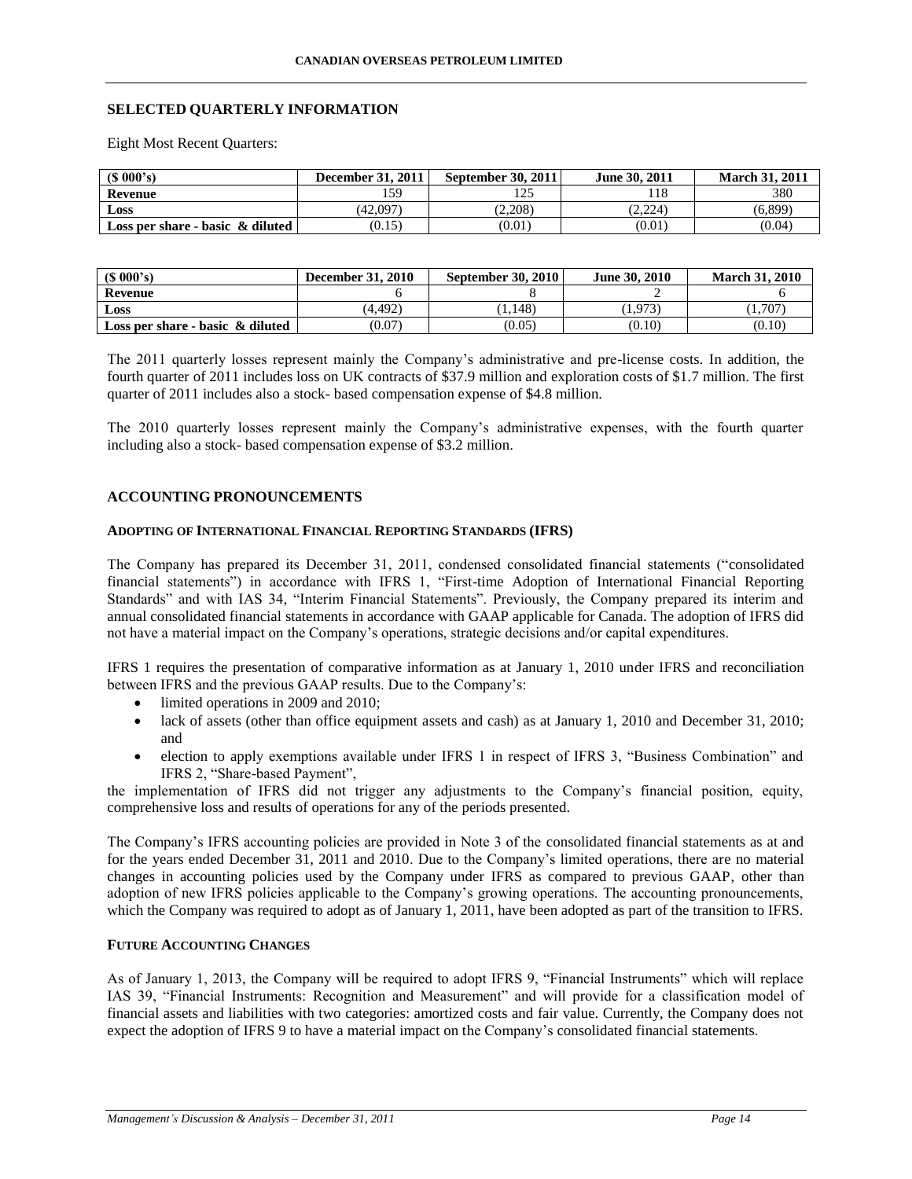## SELECTED QUARTERLY INFORMATION

Eight Most Recent Quarters:

| ($ 000's) | December 31, 2011 | September 30, 2011 | June 30, 2011 | March 31, 2011 |
|---|---|---|---|---|
| Revenue | 159 | 125 | 118 | 380 |
| Loss | (42,097) | (2,208) | (2,224) | (6,899) |
| Loss per share - basic & diluted | (0.15) | (0.01) | (0.01) | (0.04) |

| ($ 000's) | December 31, 2010 | September 30, 2010 | June 30, 2010 | March 31, 2010 |
|---|---|---|---|---|
| Revenue | 6 | 8 | 2 | 6 |
| Loss | (4,492) | (1,148) | (1,973) | (1,707) |
| Loss per share - basic & diluted | (0.07) | (0.05) | (0.10) | (0.10) |

The 2011 quarterly losses represent mainly the Company's administrative and pre-license costs. In addition, the fourth quarter of 2011 includes loss on UK contracts of $37.9 million and exploration costs of $1.7 million. The first quarter of 2011 includes also a stock- based compensation expense of $4.8 million.

The 2010 quarterly losses represent mainly the Company's administrative expenses, with the fourth quarter including also a stock- based compensation expense of $3.2 million.

## ACCOUNTING PRONOUNCEMENTS

### ADOPTING OF INTERNATIONAL FINANCIAL REPORTING STANDARDS (IFRS)

The Company has prepared its December 31, 2011, condensed consolidated financial statements ("consolidated financial statements") in accordance with IFRS 1, "First-time Adoption of International Financial Reporting Standards" and with IAS 34, "Interim Financial Statements". Previously, the Company prepared its interim and annual consolidated financial statements in accordance with GAAP applicable for Canada. The adoption of IFRS did not have a material impact on the Company's operations, strategic decisions and/or capital expenditures.

IFRS 1 requires the presentation of comparative information as at January 1, 2010 under IFRS and reconciliation between IFRS and the previous GAAP results. Due to the Company's:

- limited operations in 2009 and 2010;
- lack of assets (other than office equipment assets and cash) as at January 1, 2010 and December 31, 2010; and
- election to apply exemptions available under IFRS 1 in respect of IFRS 3, "Business Combination" and IFRS 2, "Share-based Payment",

the implementation of IFRS did not trigger any adjustments to the Company's financial position, equity, comprehensive loss and results of operations for any of the periods presented.

The Company's IFRS accounting policies are provided in Note 3 of the consolidated financial statements as at and for the years ended December 31, 2011 and 2010. Due to the Company's limited operations, there are no material changes in accounting policies used by the Company under IFRS as compared to previous GAAP, other than adoption of new IFRS policies applicable to the Company's growing operations. The accounting pronouncements, which the Company was required to adopt as of January 1, 2011, have been adopted as part of the transition to IFRS.

### FUTURE ACCOUNTING CHANGES

As of January 1, 2013, the Company will be required to adopt IFRS 9, "Financial Instruments" which will replace IAS 39, "Financial Instruments: Recognition and Measurement" and will provide for a classification model of financial assets and liabilities with two categories: amortized costs and fair value. Currently, the Company does not expect the adoption of IFRS 9 to have a material impact on the Company's consolidated financial statements.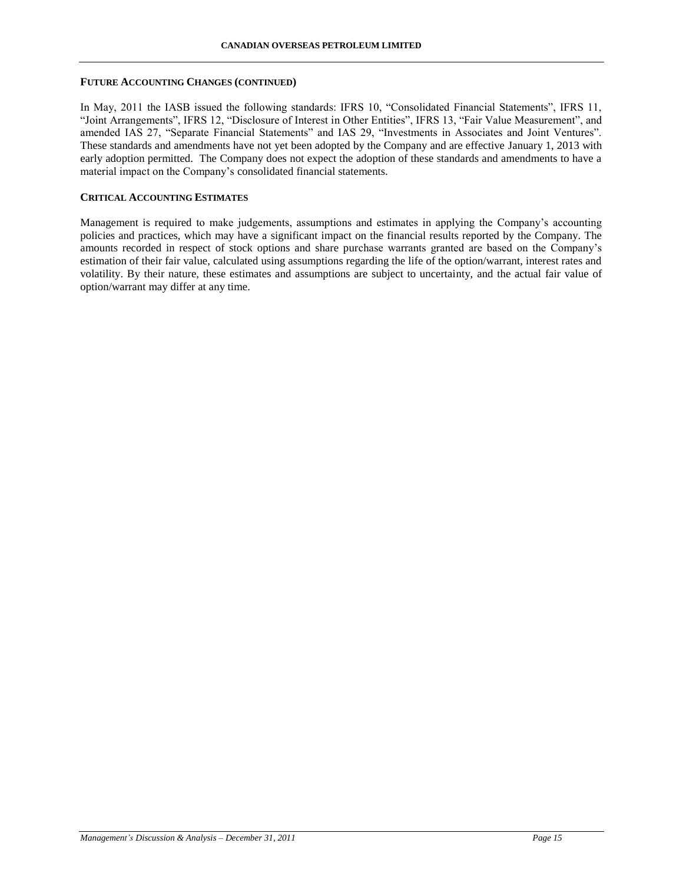## FUTURE ACCOUNTING CHANGES (CONTINUED)

In May, 2011 the IASB issued the following standards: IFRS 10, "Consolidated Financial Statements", IFRS 11, "Joint Arrangements", IFRS 12, "Disclosure of Interest in Other Entities", IFRS 13, "Fair Value Measurement", and amended IAS 27, "Separate Financial Statements" and IAS 29, "Investments in Associates and Joint Ventures". These standards and amendments have not yet been adopted by the Company and are effective January 1, 2013 with early adoption permitted. The Company does not expect the adoption of these standards and amendments to have a material impact on the Company's consolidated financial statements.

## CRITICAL ACCOUNTING ESTIMATES

Management is required to make judgements, assumptions and estimates in applying the Company's accounting policies and practices, which may have a significant impact on the financial results reported by the Company. The amounts recorded in respect of stock options and share purchase warrants granted are based on the Company's estimation of their fair value, calculated using assumptions regarding the life of the option/warrant, interest rates and volatility. By their nature, these estimates and assumptions are subject to uncertainty, and the actual fair value of option/warrant may differ at any time.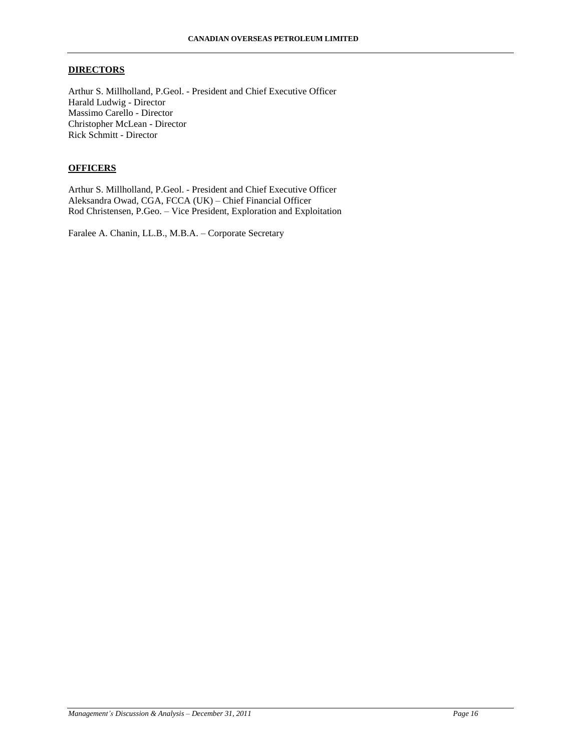## DIRECTORS

Arthur S. Millholland, P.Geol. - President and Chief Executive Officer
Harald Ludwig - Director
Massimo Carello - Director
Christopher McLean - Director
Rick Schmitt - Director

## OFFICERS

Arthur S. Millholland, P.Geol. - President and Chief Executive Officer
Aleksandra Owad, CGA, FCCA (UK) – Chief Financial Officer
Rod Christensen, P.Geo. – Vice President, Exploration and Exploitation

Faralee A. Chanin, LL.B., M.B.A. – Corporate Secretary